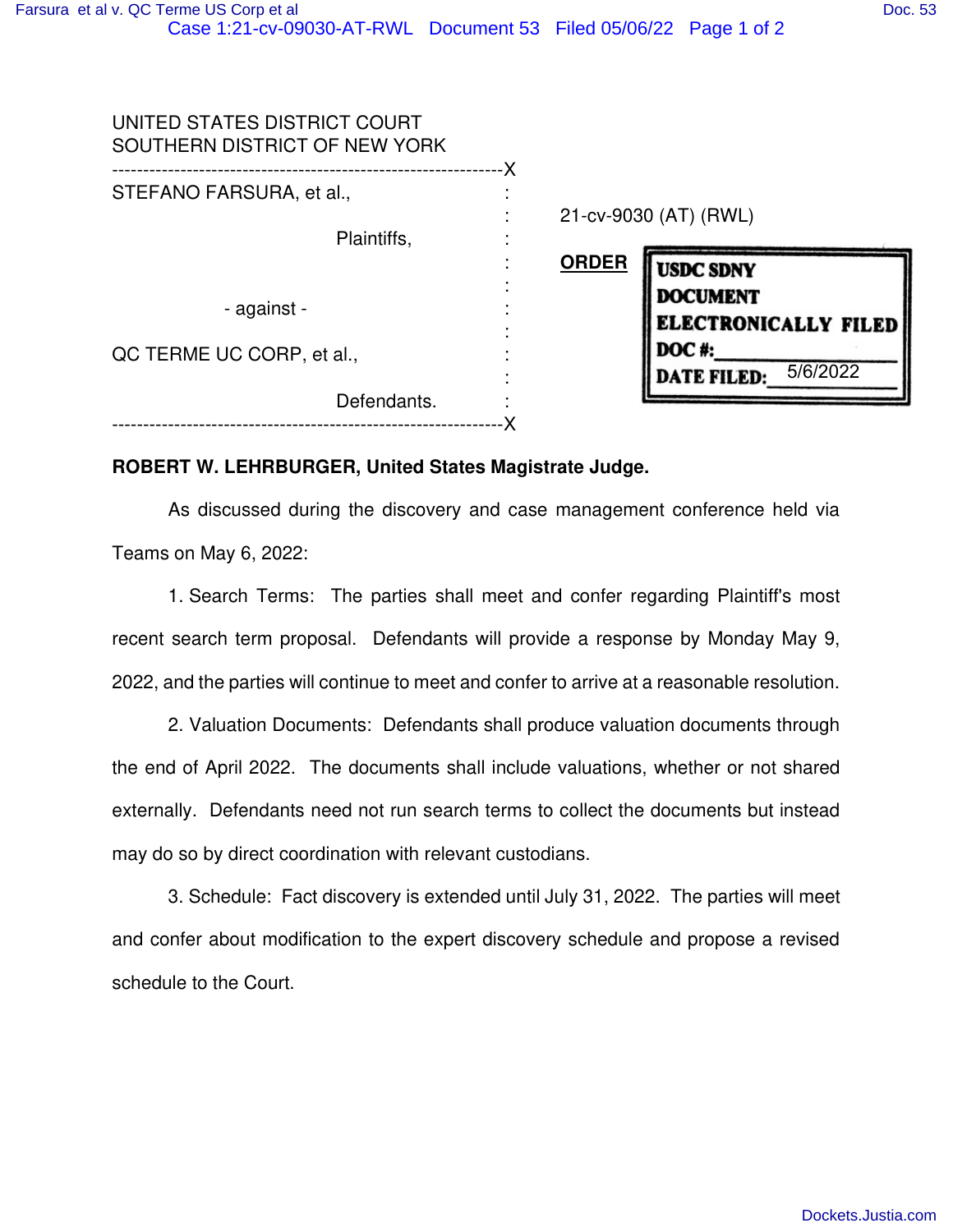UNITED STATES DISTRICT COURT
SOUTHERN DISTRICT OF NEW YORK

STEFANO FARSURA, et al.,

Plaintiffs,

- against -

QC TERME UC CORP, et al.,

Defendants.

21-cv-9030 (AT) (RWL)

**ORDER**

USDC SDNY
DOCUMENT
ELECTRONICALLY FILED
DOC #:
DATE FILED: 5/6/2022

**ROBERT W. LEHRBURGER, United States Magistrate Judge.**

As discussed during the discovery and case management conference held via Teams on May 6, 2022:

1. Search Terms: The parties shall meet and confer regarding Plaintiff's most recent search term proposal. Defendants will provide a response by Monday May 9, 2022, and the parties will continue to meet and confer to arrive at a reasonable resolution.

2. Valuation Documents: Defendants shall produce valuation documents through the end of April 2022. The documents shall include valuations, whether or not shared externally. Defendants need not run search terms to collect the documents but instead may do so by direct coordination with relevant custodians.

3. Schedule: Fact discovery is extended until July 31, 2022. The parties will meet and confer about modification to the expert discovery schedule and propose a revised schedule to the Court.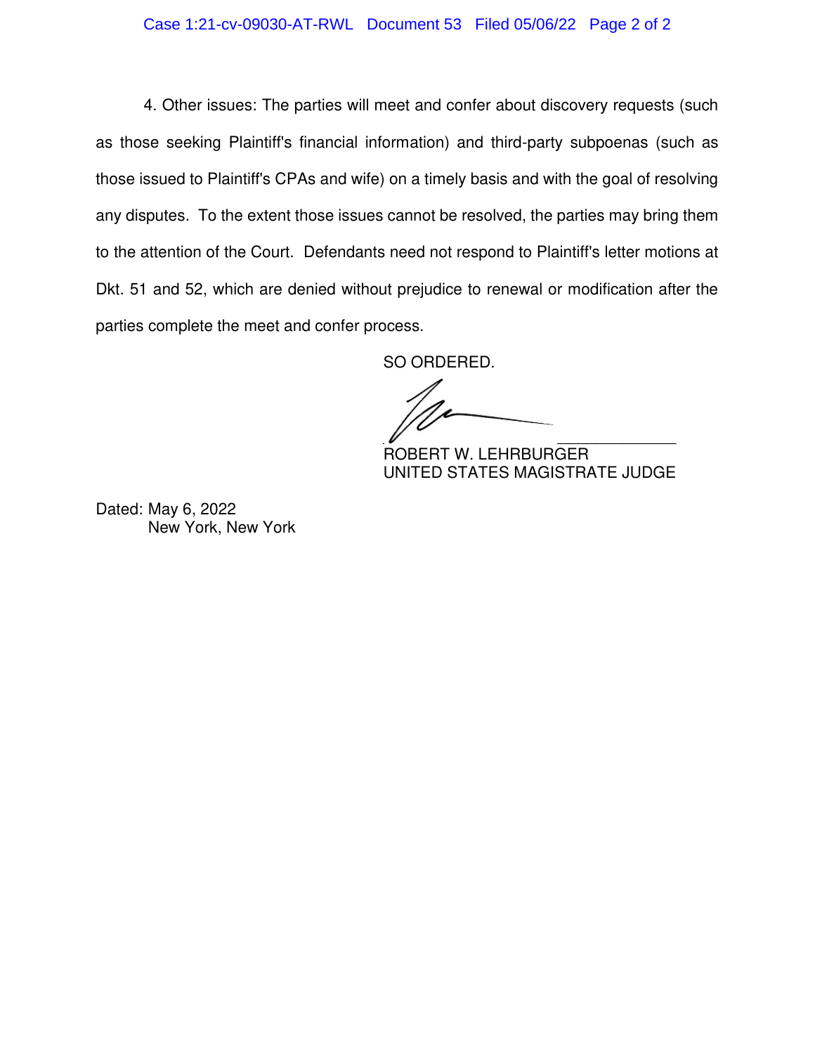4. Other issues: The parties will meet and confer about discovery requests (such as those seeking Plaintiff's financial information) and third-party subpoenas (such as those issued to Plaintiff's CPAs and wife) on a timely basis and with the goal of resolving any disputes. To the extent those issues cannot be resolved, the parties may bring them to the attention of the Court. Defendants need not respond to Plaintiff's letter motions at Dkt. 51 and 52, which are denied without prejudice to renewal or modification after the parties complete the meet and confer process.

SO ORDERED.

ROBERT W. LEHRBURGER
UNITED STATES MAGISTRATE JUDGE

Dated: May 6, 2022
New York, New York